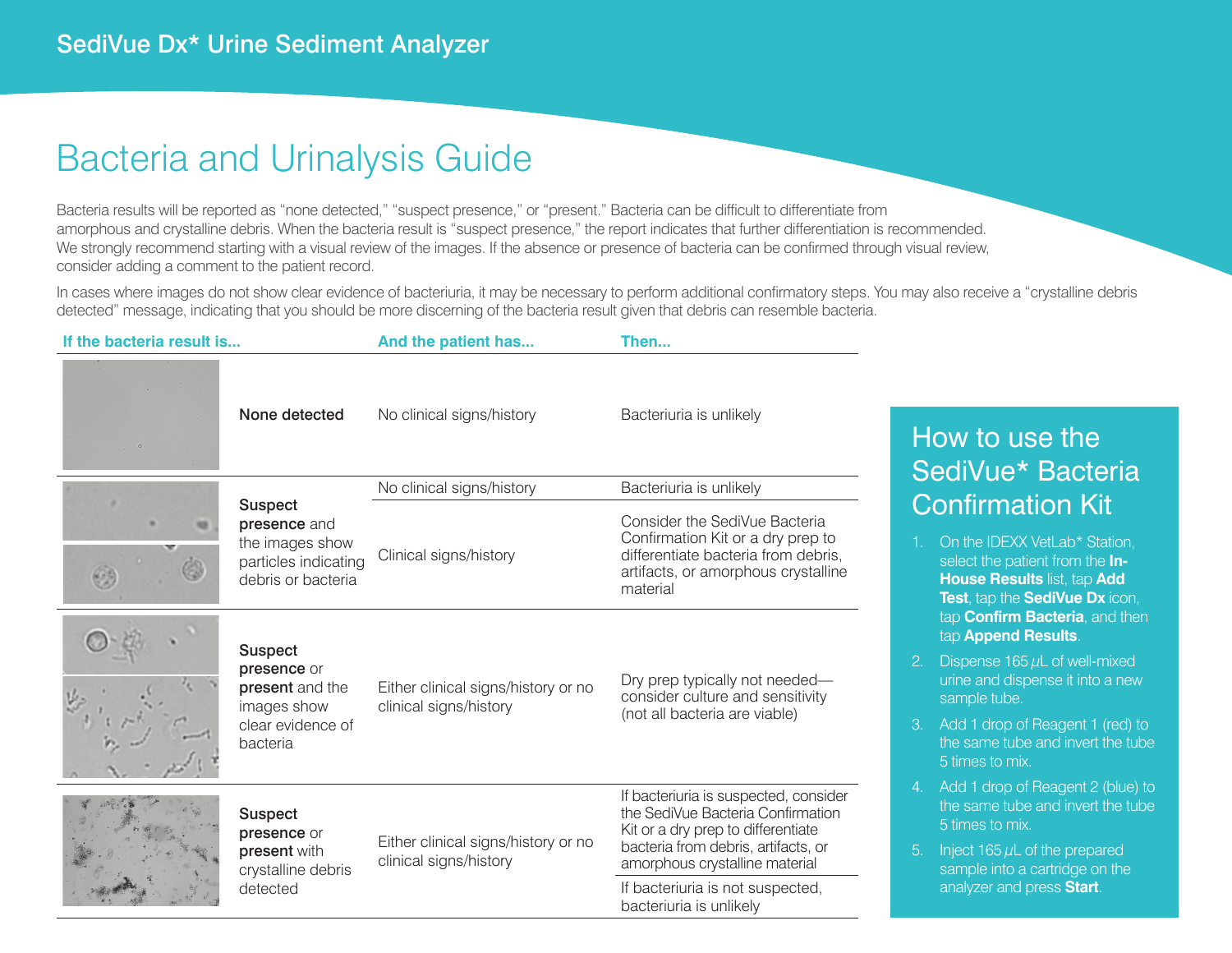## SediVue Dx* Urine Sediment Analyzer

# Bacteria and Urinalysis Guide

Bacteria results will be reported as "none detected," "suspect presence," or "present." Bacteria can be difficult to differentiate from amorphous and crystalline debris. When the bacteria result is "suspect presence," the report indicates that further differentiation is recommended. We strongly recommend starting with a visual review of the images. If the absence or presence of bacteria can be confirmed through visual review, consider adding a comment to the patient record.

In cases where images do not show clear evidence of bacteriuria, it may be necessary to perform additional confirmatory steps. You may also receive a "crystalline debris detected" message, indicating that you should be more discerning of the bacteria result given that debris can resemble bacteria.

| If the bacteria result is... | And the patient has... | Then... |
|---|---|---|
| **None detected** | No clinical signs/history | Bacteriuria is unlikely |
| **Suspect presence** and the images show particles indicating debris or bacteria | No clinical signs/history | Bacteriuria is unlikely |
| | Clinical signs/history | Consider the SediVue Bacteria Confirmation Kit or a dry prep to differentiate bacteria from debris, artifacts, or amorphous crystalline material |
| **Suspect presence** or **present** and the images show clear evidence of bacteria | Either clinical signs/history or no clinical signs/history | Dry prep typically not needed—consider culture and sensitivity (not all bacteria are viable) |
| **Suspect presence** or **present** with crystalline debris detected | Either clinical signs/history or no clinical signs/history | If bacteriuria is suspected, consider the SediVue Bacteria Confirmation Kit or a dry prep to differentiate bacteria from debris, artifacts, or amorphous crystalline material |
| | | If bacteriuria is not suspected, bacteriuria is unlikely |

## How to use the SediVue* Bacteria Confirmation Kit

1. On the IDEXX VetLab* Station, select the patient from the **In-House Results** list, tap **Add Test**, tap the **SediVue Dx** icon, tap **Confirm Bacteria**, and then tap **Append Results**.
2. Dispense 165 $\mu$L of well-mixed urine and dispense it into a new sample tube.
3. Add 1 drop of Reagent 1 (red) to the same tube and invert the tube 5 times to mix.
4. Add 1 drop of Reagent 2 (blue) to the same tube and invert the tube 5 times to mix.
5. Inject 165 $\mu$L of the prepared sample into a cartridge on the analyzer and press **Start**.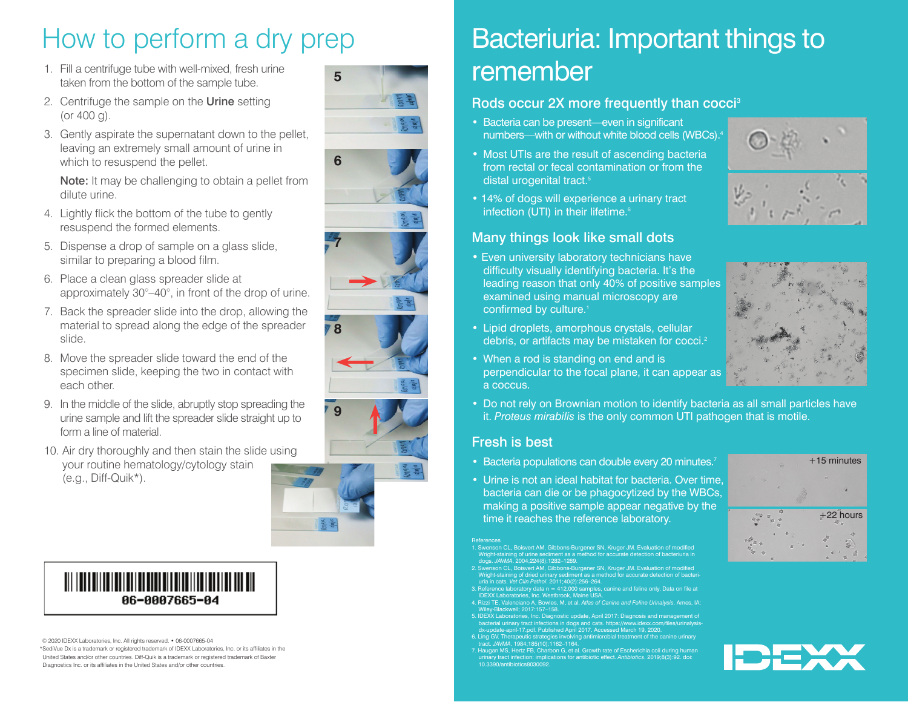# How to perform a dry prep

1. Fill a centrifuge tube with well-mixed, fresh urine taken from the bottom of the sample tube.
2. Centrifuge the sample on the **Urine** setting (or 400 g).
3. Gently aspirate the supernatant down to the pellet, leaving an extremely small amount of urine in which to resuspend the pellet.

   **Note:** It may be challenging to obtain a pellet from dilute urine.
4. Lightly flick the bottom of the tube to gently resuspend the formed elements.
5. Dispense a drop of sample on a glass slide, similar to preparing a blood film.
6. Place a clean glass spreader slide at approximately 30°–40°, in front of the drop of urine.
7. Back the spreader slide into the drop, allowing the material to spread along the edge of the spreader slide.
8. Move the spreader slide toward the end of the specimen slide, keeping the two in contact with each other.
9. In the middle of the slide, abruptly stop spreading the urine sample and lift the spreader slide straight up to form a line of material.
10. Air dry thoroughly and then stain the slide using your routine hematology/cytology stain (e.g., Diff-Quik*).

06-0007665-04

© 2020 IDEXX Laboratories, Inc. All rights reserved. • 06-0007665-04
*SediVue Dx is a trademark or registered trademark of IDEXX Laboratories, Inc. or its affiliates in the United States and/or other countries. Diff-Quik is a trademark or registered trademark of Baxter Diagnostics Inc. or its affiliates in the United States and/or other countries.

# Bacteriuria: Important things to remember

## Rods occur 2X more frequently than cocci[3]

- Bacteria can be present—even in significant numbers—with or without white blood cells (WBCs).[4]
- Most UTIs are the result of ascending bacteria from rectal or fecal contamination or from the distal urogenital tract.[5]
- 14% of dogs will experience a urinary tract infection (UTI) in their lifetime.[6]

## Many things look like small dots

- Even university laboratory technicians have difficulty visually identifying bacteria. It's the leading reason that only 40% of positive samples examined using manual microscopy are confirmed by culture.[1]
- Lipid droplets, amorphous crystals, cellular debris, or artifacts may be mistaken for cocci.[2]
- When a rod is standing on end and is perpendicular to the focal plane, it can appear as a coccus.
- Do not rely on Brownian motion to identify bacteria as all small particles have it. *Proteus mirabilis* is the only common UTI pathogen that is motile.

## Fresh is best

- Bacteria populations can double every 20 minutes.[7]
- Urine is not an ideal habitat for bacteria. Over time, bacteria can die or be phagocytized by the WBCs, making a positive sample appear negative by the time it reaches the reference laboratory.

+15 minutes

+22 hours

References

1. Swenson CL, Boisvert AM, Gibbons-Burgener SN, Kruger JM. Evaluation of modified Wright-staining of urine sediment as a method for accurate detection of bacteriuria in dogs. *JAVMA*. 2004;224(8):1282–1289.
2. Swenson CL, Boisvert AM, Gibbons-Burgener SN, Kruger JM. Evaluation of modified Wright-staining of dried urinary sediment as a method for accurate detection of bacteriuria in cats. *Vet Clin Pathol*. 2011;40(2):256–264.
3. Reference laboratory data n = 412,000 samples, canine and feline only. Data on file at IDEXX Laboratories, Inc. Westbrook, Maine USA.
4. Rizzi TE, Valenciano A, Bowles, M, et al. *Atlas of Canine and Feline Urinalysis*. Ames, IA: Wiley-Blackwell; 2017:157–158.
5. IDEXX Laboratories, Inc. Diagnostic update, April 2017: Diagnosis and management of bacterial urinary tract infections in dogs and cats. https://www.idexx.com/files/urinalysis-dx-update-april-17.pdf. Published April 2017. Accessed March 19, 2020.
6. Ling GV. Therapeutic strategies involving antimicrobial treatment of the canine urinary tract. *JAVMA*. 1984;185(10):1162–1164.
7. Haugan MS, Hertz FB, Charbon G, et al. Growth rate of Escherichia coli during human urinary tract infection: implications for antibiotic effect. *Antibiotics*. 2019;8(3):92. doi: 10.3390/antibiotics8030092.

IDEXX